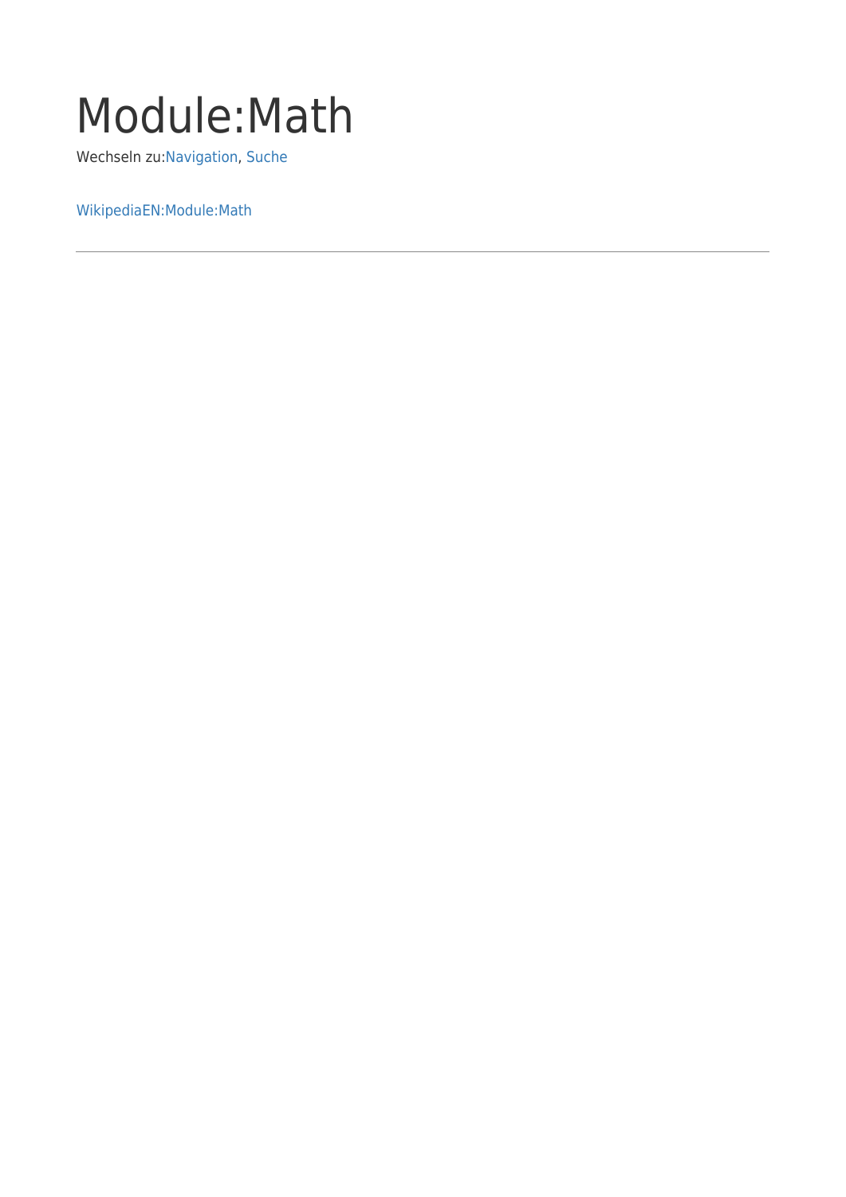# Module:Math

Wechseln zu:Navigation, Suche

WikipediaEN:Module:Math

---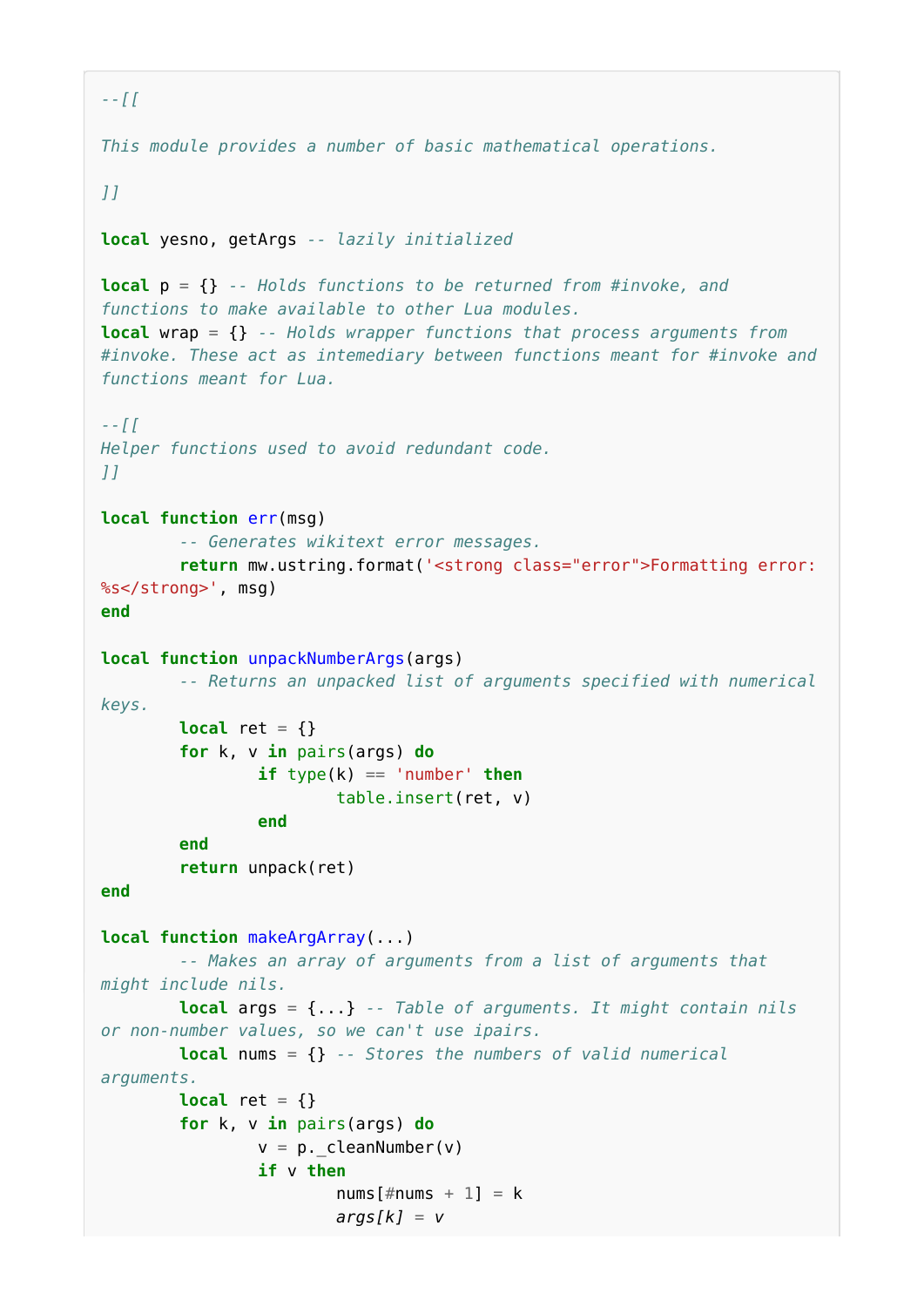```lua
--[[

This module provides a number of basic mathematical operations.

]]

local yesno, getArgs -- lazily initialized

local p = {} -- Holds functions to be returned from #invoke, and functions to make available to other Lua modules.
local wrap = {} -- Holds wrapper functions that process arguments from #invoke. These act as intemediary between functions meant for #invoke and functions meant for Lua.

--[[
Helper functions used to avoid redundant code.
]]

local function err(msg)
	-- Generates wikitext error messages.
	return mw.ustring.format('<strong class="error">Formatting error: %s</strong>', msg)
end

local function unpackNumberArgs(args)
	-- Returns an unpacked list of arguments specified with numerical keys.
	local ret = {}
	for k, v in pairs(args) do
		if type(k) == 'number' then
			table.insert(ret, v)
		end
	end
	return unpack(ret)
end

local function makeArgArray(...)
	-- Makes an array of arguments from a list of arguments that might include nils.
	local args = {...} -- Table of arguments. It might contain nils or non-number values, so we can't use ipairs.
	local nums = {} -- Stores the numbers of valid numerical arguments.
	local ret = {}
	for k, v in pairs(args) do
		v = p._cleanNumber(v)
		if v then
			nums[#nums + 1] = k
			args[k] = v
```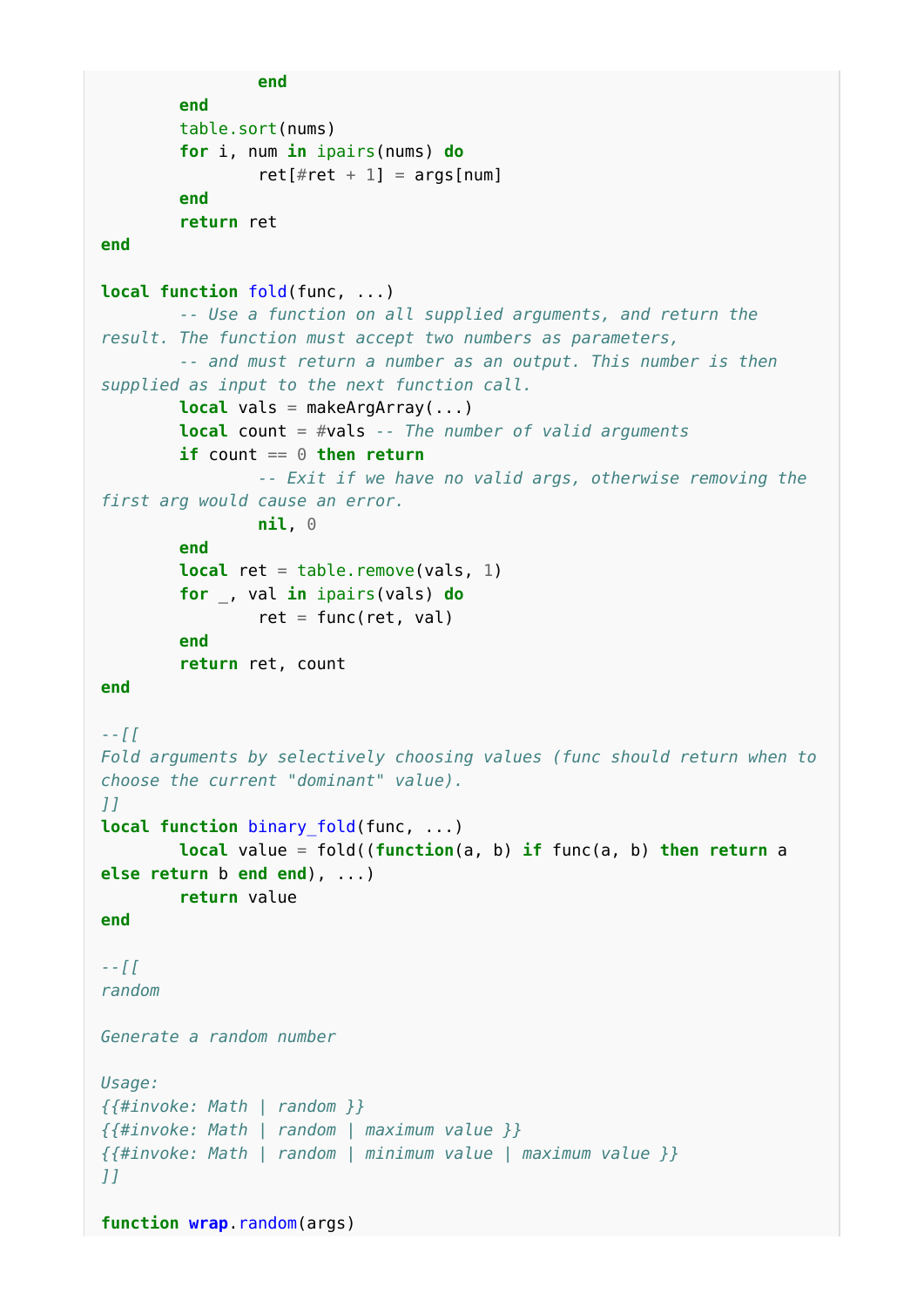```lua
				end
		end
		table.sort(nums)
		for i, num in ipairs(nums) do
				ret[#ret + 1] = args[num]
		end
		return ret
end

local function fold(func, ...)
		-- Use a function on all supplied arguments, and return the result. The function must accept two numbers as parameters,
		-- and must return a number as an output. This number is then supplied as input to the next function call.
		local vals = makeArgArray(...)
		local count = #vals -- The number of valid arguments
		if count == 0 then return
				-- Exit if we have no valid args, otherwise removing the first arg would cause an error.
				nil, 0
		end
		local ret = table.remove(vals, 1)
		for _, val in ipairs(vals) do
				ret = func(ret, val)
		end
		return ret, count
end

--[[
Fold arguments by selectively choosing values (func should return when to choose the current "dominant" value).
]]
local function binary_fold(func, ...)
		local value = fold((function(a, b) if func(a, b) then return a else return b end end), ...)
		return value
end

--[[
random

Generate a random number

Usage:
{{#invoke: Math | random }}
{{#invoke: Math | random | maximum value }}
{{#invoke: Math | random | minimum value | maximum value }}
]]

function wrap.random(args)
```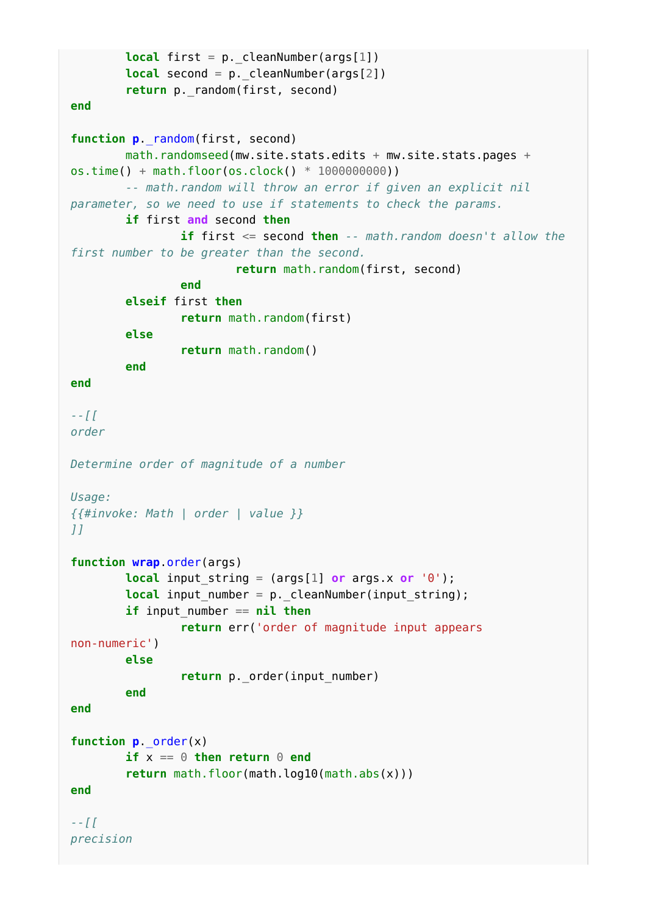```lua
	local first = p._cleanNumber(args[1])
	local second = p._cleanNumber(args[2])
	return p._random(first, second)
end

function p._random(first, second)
	math.randomseed(mw.site.stats.edits + mw.site.stats.pages + os.time() + math.floor(os.clock() * 1000000000))
	-- math.random will throw an error if given an explicit nil parameter, so we need to use if statements to check the params.
	if first and second then
		if first <= second then -- math.random doesn't allow the first number to be greater than the second.
			return math.random(first, second)
		end
	elseif first then
		return math.random(first)
	else
		return math.random()
	end
end

--[[
order

Determine order of magnitude of a number

Usage:
{{#invoke: Math | order | value }}
]]

function wrap.order(args)
	local input_string = (args[1] or args.x or '0');
	local input_number = p._cleanNumber(input_string);
	if input_number == nil then
		return err('order of magnitude input appears non-numeric')
	else
		return p._order(input_number)
	end
end

function p._order(x)
	if x == 0 then return 0 end
	return math.floor(math.log10(math.abs(x)))
end

--[[
precision
```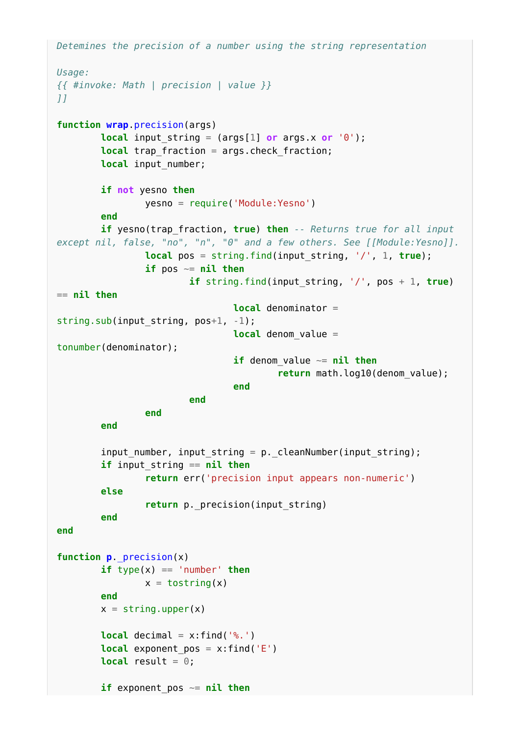```lua
Detemines the precision of a number using the string representation

Usage:
{{ #invoke: Math | precision | value }}
]]

function wrap.precision(args)
        local input_string = (args[1] or args.x or '0');
        local trap_fraction = args.check_fraction;
        local input_number;

        if not yesno then
                yesno = require('Module:Yesno')
        end
        if yesno(trap_fraction, true) then -- Returns true for all input except nil, false, "no", "n", "0" and a few others. See [[Module:Yesno]].
                local pos = string.find(input_string, '/', 1, true);
                if pos ~= nil then
                        if string.find(input_string, '/', pos + 1, true) == nil then
                                local denominator = string.sub(input_string, pos+1, -1);
                                local denom_value = tonumber(denominator);
                                if denom_value ~= nil then
                                        return math.log10(denom_value);
                                end
                        end
                end
        end

        input_number, input_string = p._cleanNumber(input_string);
        if input_string == nil then
                return err('precision input appears non-numeric')
        else
                return p._precision(input_string)
        end
end

function p._precision(x)
        if type(x) == 'number' then
                x = tostring(x)
        end
        x = string.upper(x)

        local decimal = x:find('%.')
        local exponent_pos = x:find('E')
        local result = 0;

        if exponent_pos ~= nil then
```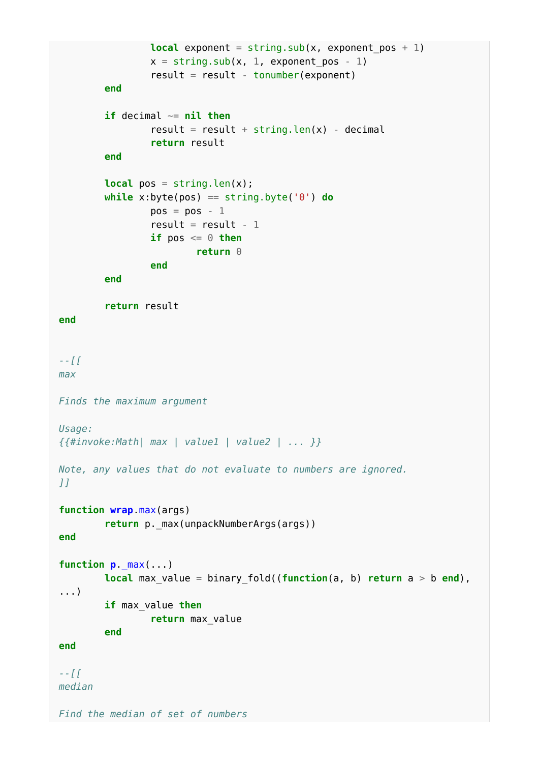```lua
                local exponent = string.sub(x, exponent_pos + 1)
                x = string.sub(x, 1, exponent_pos - 1)
                result = result - tonumber(exponent)
        end

        if decimal ~= nil then
                result = result + string.len(x) - decimal
                return result
        end

        local pos = string.len(x);
        while x:byte(pos) == string.byte('0') do
                pos = pos - 1
                result = result - 1
                if pos <= 0 then
                        return 0
                end
        end

        return result
end


--[[
max

Finds the maximum argument

Usage:
{{#invoke:Math| max | value1 | value2 | ... }}

Note, any values that do not evaluate to numbers are ignored.
]]

function wrap.max(args)
        return p._max(unpackNumberArgs(args))
end

function p._max(...)
        local max_value = binary_fold((function(a, b) return a > b end),
...)
        if max_value then
                return max_value
        end
end

--[[
median

Find the median of set of numbers
```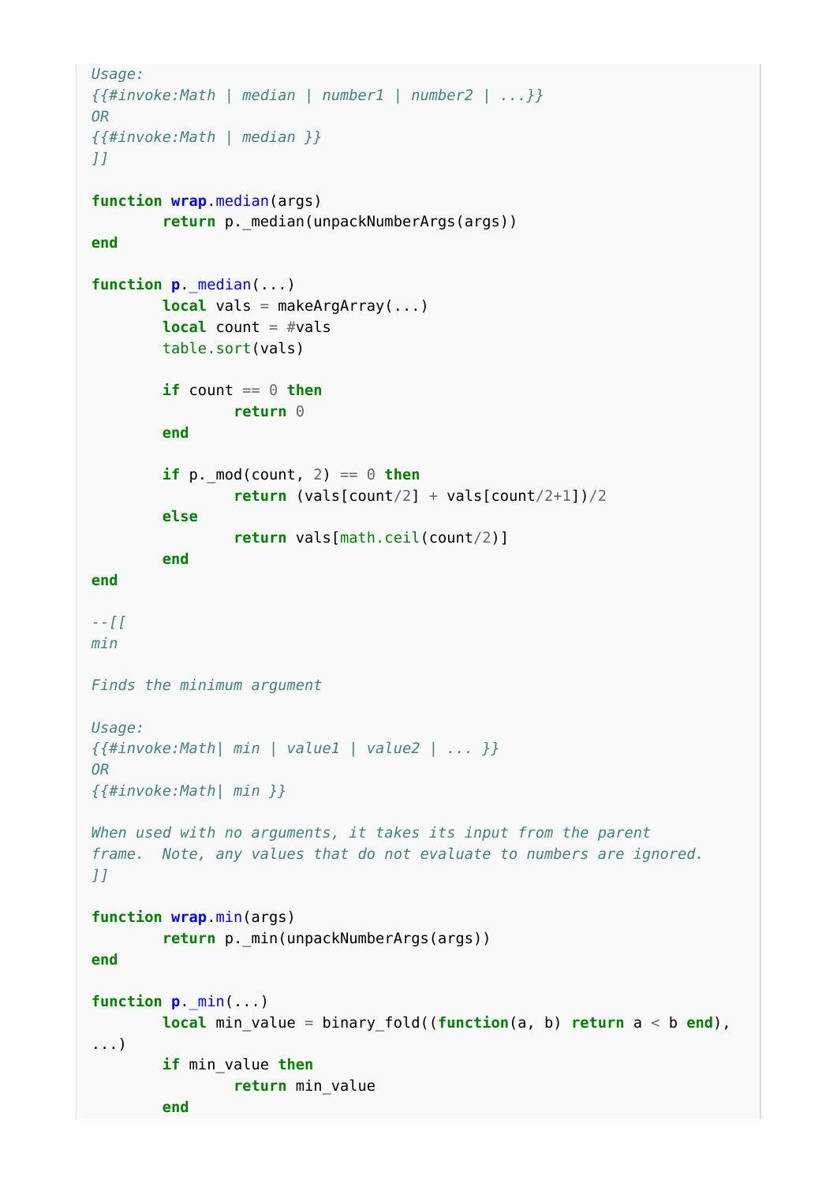```lua
Usage:
{{#invoke:Math | median | number1 | number2 | ...}}
OR
{{#invoke:Math | median }}
]]

function wrap.median(args)
        return p._median(unpackNumberArgs(args))
end

function p._median(...)
        local vals = makeArgArray(...)
        local count = #vals
        table.sort(vals)

        if count == 0 then
                return 0
        end

        if p._mod(count, 2) == 0 then
                return (vals[count/2] + vals[count/2+1])/2
        else
                return vals[math.ceil(count/2)]
        end
end

--[[
min

Finds the minimum argument

Usage:
{{#invoke:Math| min | value1 | value2 | ... }}
OR
{{#invoke:Math| min }}

When used with no arguments, it takes its input from the parent
frame.  Note, any values that do not evaluate to numbers are ignored.
]]

function wrap.min(args)
        return p._min(unpackNumberArgs(args))
end

function p._min(...)
        local min_value = binary_fold((function(a, b) return a < b end),
...)
        if min_value then
                return min_value
        end
```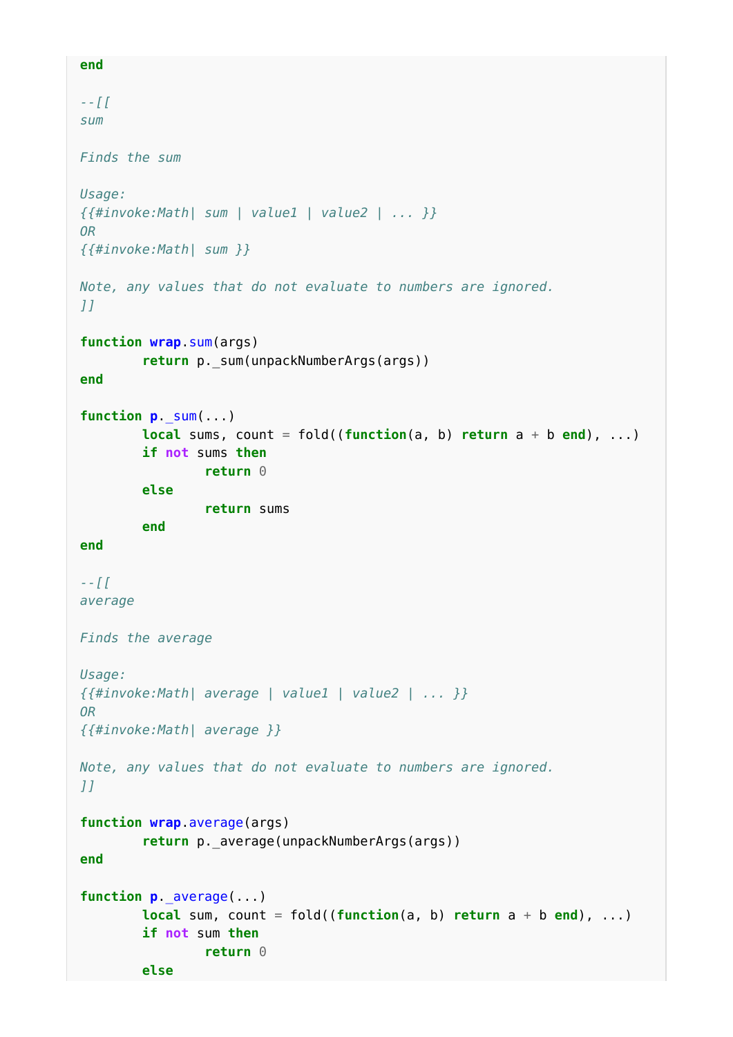```lua
end

--[[
sum

Finds the sum

Usage:
{{#invoke:Math| sum | value1 | value2 | ... }}
OR
{{#invoke:Math| sum }}

Note, any values that do not evaluate to numbers are ignored.
]]

function wrap.sum(args)
	return p._sum(unpackNumberArgs(args))
end

function p._sum(...)
	local sums, count = fold((function(a, b) return a + b end), ...)
	if not sums then
		return 0
	else
		return sums
	end
end

--[[
average

Finds the average

Usage:
{{#invoke:Math| average | value1 | value2 | ... }}
OR
{{#invoke:Math| average }}

Note, any values that do not evaluate to numbers are ignored.
]]

function wrap.average(args)
	return p._average(unpackNumberArgs(args))
end

function p._average(...)
	local sum, count = fold((function(a, b) return a + b end), ...)
	if not sum then
		return 0
	else
```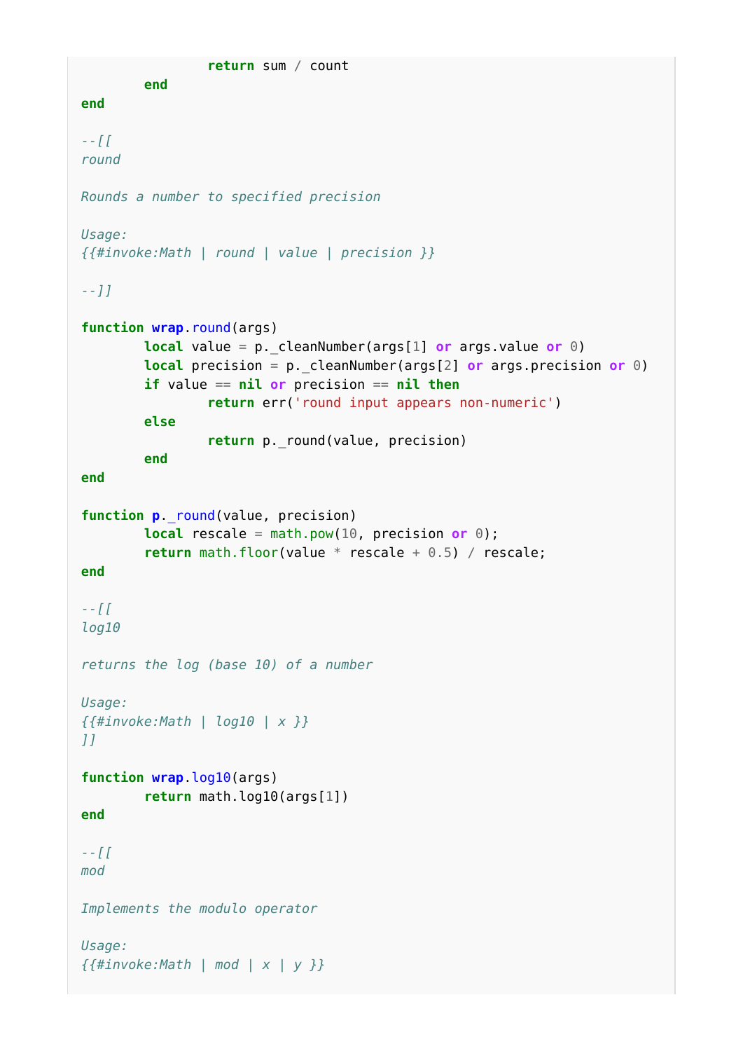```lua
                return sum / count
        end
end

--[[
round

Rounds a number to specified precision

Usage:
{{#invoke:Math | round | value | precision }}

--]]

function wrap.round(args)
        local value = p._cleanNumber(args[1] or args.value or 0)
        local precision = p._cleanNumber(args[2] or args.precision or 0)
        if value == nil or precision == nil then
                return err('round input appears non-numeric')
        else
                return p._round(value, precision)
        end
end

function p._round(value, precision)
        local rescale = math.pow(10, precision or 0);
        return math.floor(value * rescale + 0.5) / rescale;
end

--[[
log10

returns the log (base 10) of a number

Usage:
{{#invoke:Math | log10 | x }}
]]

function wrap.log10(args)
        return math.log10(args[1])
end

--[[
mod

Implements the modulo operator

Usage:
{{#invoke:Math | mod | x | y }}
```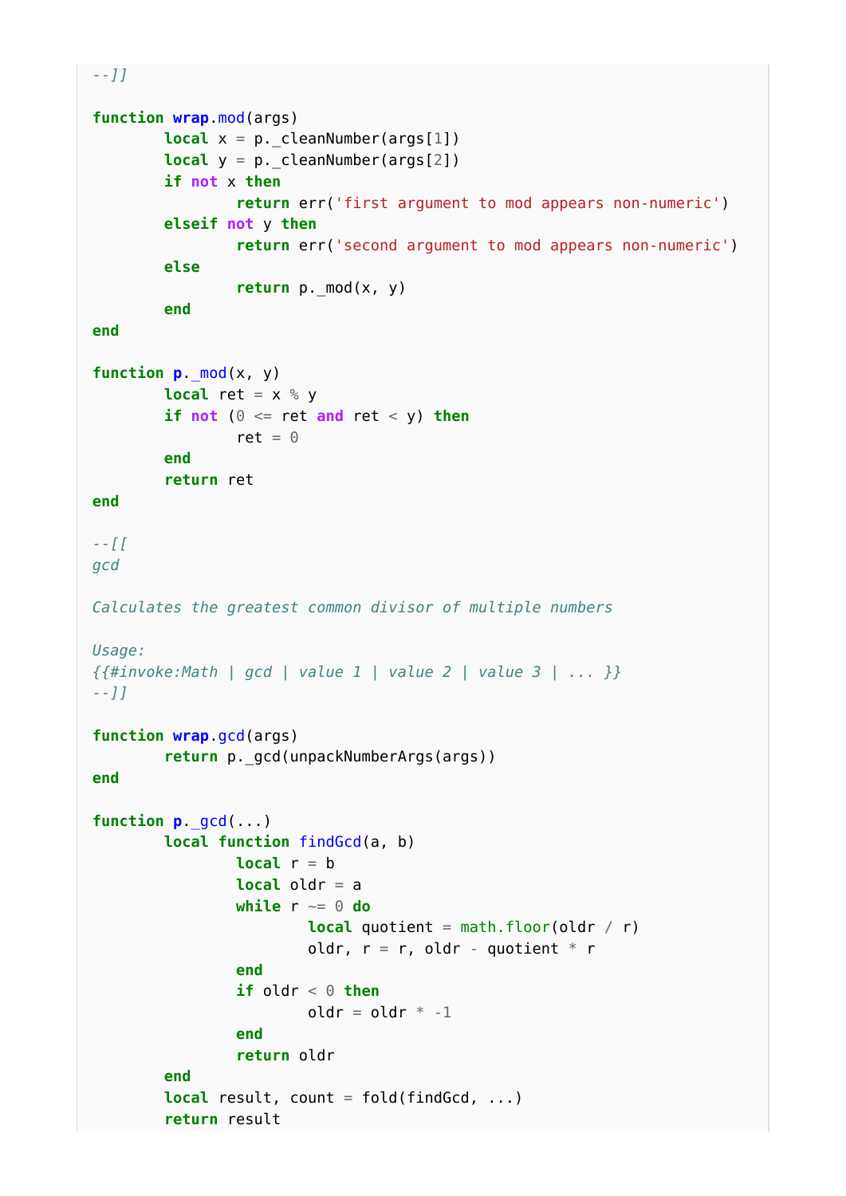```lua
--]]

function wrap.mod(args)
	local x = p._cleanNumber(args[1])
	local y = p._cleanNumber(args[2])
	if not x then
		return err('first argument to mod appears non-numeric')
	elseif not y then
		return err('second argument to mod appears non-numeric')
	else
		return p._mod(x, y)
	end
end

function p._mod(x, y)
	local ret = x % y
	if not (0 <= ret and ret < y) then
		ret = 0
	end
	return ret
end

--[[
gcd

Calculates the greatest common divisor of multiple numbers

Usage:
{{#invoke:Math | gcd | value 1 | value 2 | value 3 | ... }}
--]]

function wrap.gcd(args)
	return p._gcd(unpackNumberArgs(args))
end

function p._gcd(...)
	local function findGcd(a, b)
		local r = b
		local oldr = a
		while r ~= 0 do
			local quotient = math.floor(oldr / r)
			oldr, r = r, oldr - quotient * r
		end
		if oldr < 0 then
			oldr = oldr * -1
		end
		return oldr
	end
	local result, count = fold(findGcd, ...)
	return result
```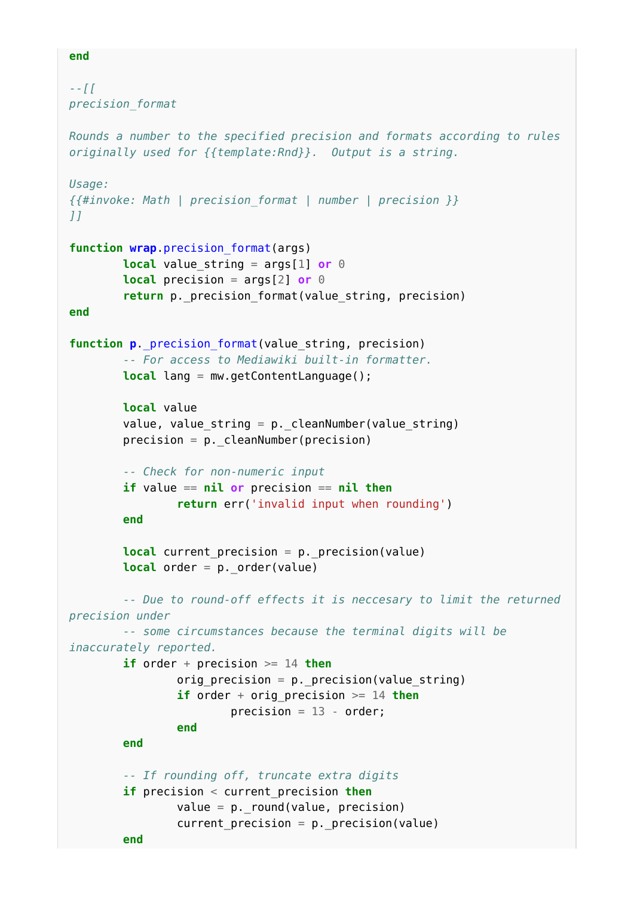```lua
end

--[[
precision_format

Rounds a number to the specified precision and formats according to rules
originally used for {{template:Rnd}}.  Output is a string.

Usage:
{{#invoke: Math | precision_format | number | precision }}
]]

function wrap.precision_format(args)
        local value_string = args[1] or 0
        local precision = args[2] or 0
        return p._precision_format(value_string, precision)
end

function p._precision_format(value_string, precision)
        -- For access to Mediawiki built-in formatter.
        local lang = mw.getContentLanguage();

        local value
        value, value_string = p._cleanNumber(value_string)
        precision = p._cleanNumber(precision)

        -- Check for non-numeric input
        if value == nil or precision == nil then
                return err('invalid input when rounding')
        end

        local current_precision = p._precision(value)
        local order = p._order(value)

        -- Due to round-off effects it is neccesary to limit the returned
precision under
        -- some circumstances because the terminal digits will be
inaccurately reported.
        if order + precision >= 14 then
                orig_precision = p._precision(value_string)
                if order + orig_precision >= 14 then
                        precision = 13 - order;
                end
        end

        -- If rounding off, truncate extra digits
        if precision < current_precision then
                value = p._round(value, precision)
                current_precision = p._precision(value)
        end
```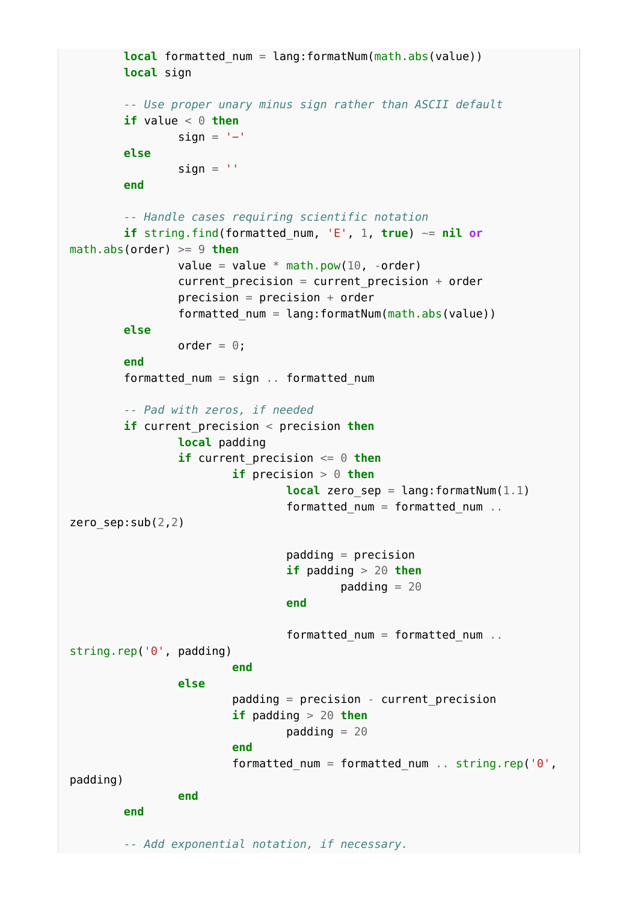```lua
	local formatted_num = lang:formatNum(math.abs(value))
	local sign

	-- Use proper unary minus sign rather than ASCII default
	if value < 0 then
		sign = '−'
	else
		sign = ''
	end

	-- Handle cases requiring scientific notation
	if string.find(formatted_num, 'E', 1, true) ~= nil or math.abs(order) >= 9 then
		value = value * math.pow(10, -order)
		current_precision = current_precision + order
		precision = precision + order
		formatted_num = lang:formatNum(math.abs(value))
	else
		order = 0;
	end
	formatted_num = sign .. formatted_num

	-- Pad with zeros, if needed
	if current_precision < precision then
		local padding
		if current_precision <= 0 then
			if precision > 0 then
				local zero_sep = lang:formatNum(1.1)
				formatted_num = formatted_num .. zero_sep:sub(2,2)

				padding = precision
				if padding > 20 then
					padding = 20
				end

				formatted_num = formatted_num .. string.rep('0', padding)
			end
		else
			padding = precision - current_precision
			if padding > 20 then
				padding = 20
			end
			formatted_num = formatted_num .. string.rep('0', padding)
		end
	end

	-- Add exponential notation, if necessary.
```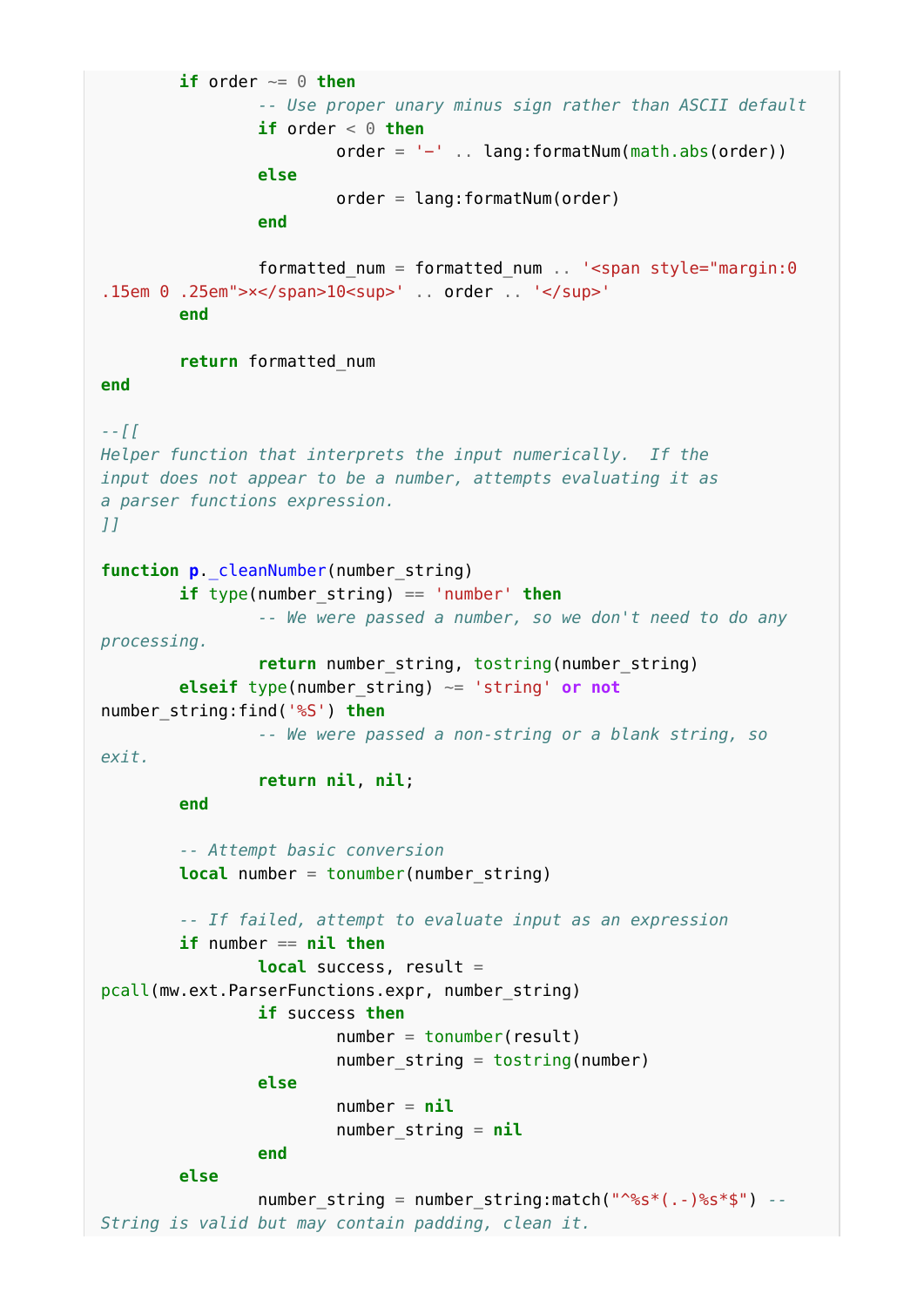```lua
	if order ~= 0 then
		-- Use proper unary minus sign rather than ASCII default
		if order < 0 then
			order = '−' .. lang:formatNum(math.abs(order))
		else
			order = lang:formatNum(order)
		end

		formatted_num = formatted_num .. '<span style="margin:0 .15em 0 .25em">×</span>10<sup>' .. order .. '</sup>'
	end

	return formatted_num
end

--[[
Helper function that interprets the input numerically.  If the
input does not appear to be a number, attempts evaluating it as
a parser functions expression.
]]

function p._cleanNumber(number_string)
	if type(number_string) == 'number' then
		-- We were passed a number, so we don't need to do any processing.
		return number_string, tostring(number_string)
	elseif type(number_string) ~= 'string' or not number_string:find('%S') then
		-- We were passed a non-string or a blank string, so exit.
		return nil, nil;
	end

	-- Attempt basic conversion
	local number = tonumber(number_string)

	-- If failed, attempt to evaluate input as an expression
	if number == nil then
		local success, result = pcall(mw.ext.ParserFunctions.expr, number_string)
		if success then
			number = tonumber(result)
			number_string = tostring(number)
		else
			number = nil
			number_string = nil
		end
	else
		number_string = number_string:match("^%s*(.-)%s*$") -- String is valid but may contain padding, clean it.
```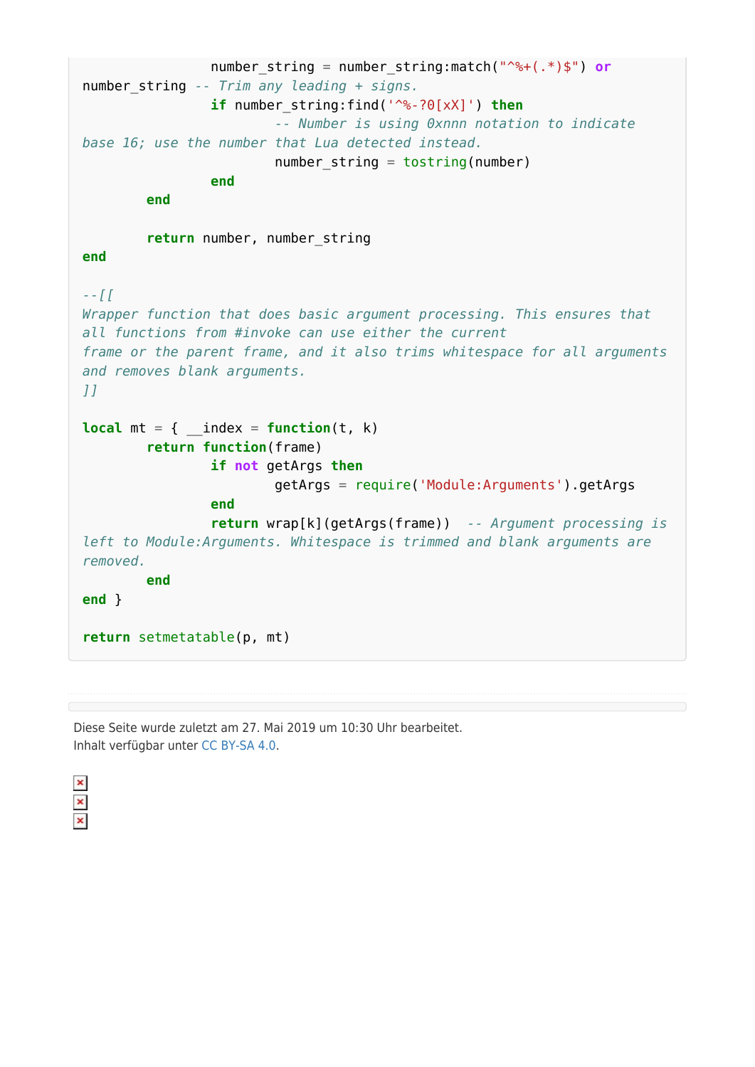```
		number_string = number_string:match("^%+(.*)$") or number_string -- Trim any leading + signs.
		if number_string:find('^%-?0[xX]') then
			-- Number is using 0xnnn notation to indicate base 16; use the number that Lua detected instead.
			number_string = tostring(number)
		end
	end

	return number, number_string
end

--[[
Wrapper function that does basic argument processing. This ensures that all functions from #invoke can use either the current
frame or the parent frame, and it also trims whitespace for all arguments and removes blank arguments.
]]

local mt = { __index = function(t, k)
	return function(frame)
		if not getArgs then
			getArgs = require('Module:Arguments').getArgs
		end
		return wrap[k](getArgs(frame))  -- Argument processing is left to Module:Arguments. Whitespace is trimmed and blank arguments are removed.
	end
end }

return setmetatable(p, mt)
```

Diese Seite wurde zuletzt am 27. Mai 2019 um 10:30 Uhr bearbeitet.
Inhalt verfügbar unter CC BY-SA 4.0.